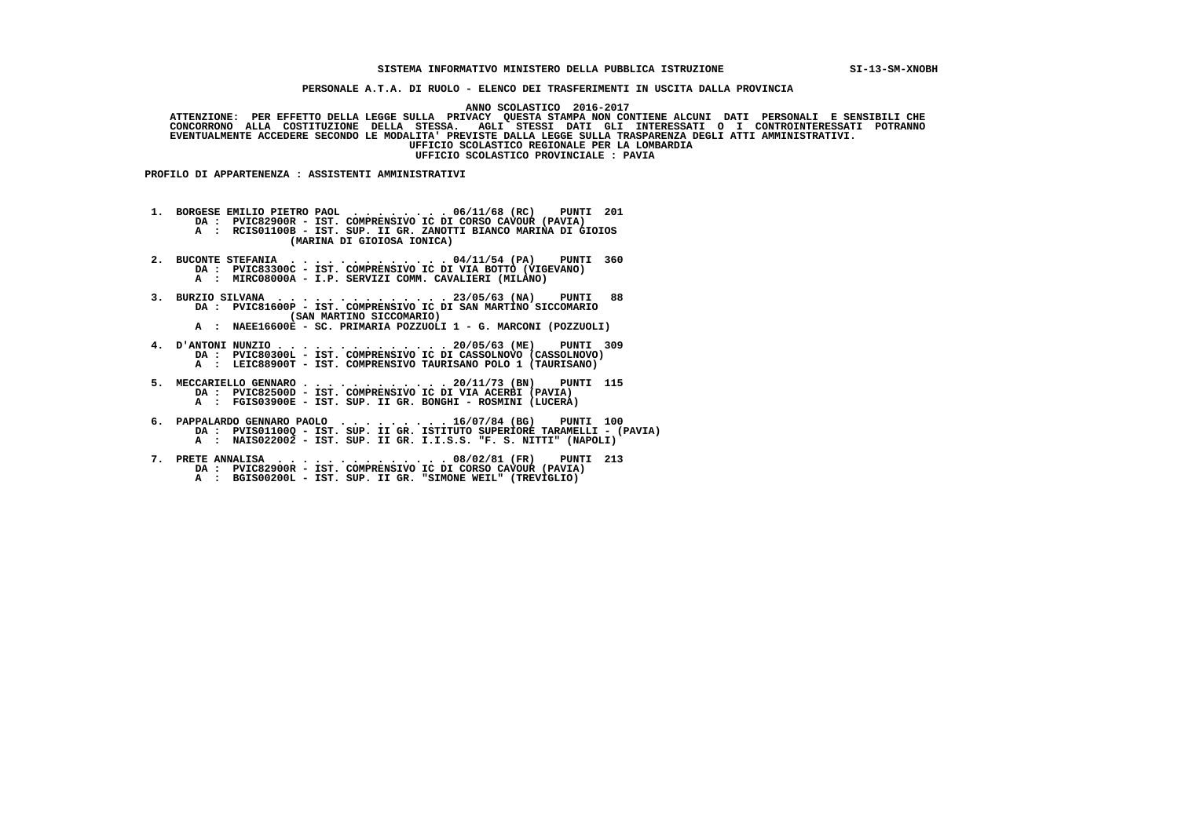SISTEMA INFORMATIVO MINISTERO DELLA PUBBLICA ISTRUZIONE SI-13-SM-XNOBH

**PERSONALE A.T.A. DI RUOLO - ELENCO DEI TRASFERIMENTI IN USCITA DALLA PROVINCIA**

ANNO SCOLASTICO 2016-2017

ATTENZIONE: PER EFFETTO DELLA LEGGE SULLA PRIVACY QUESTA STAMPA NON CONTIENE ALCUNI DATI PERSONALI E SENSIBILI CHE CONCORRONO ALLA COSTITUZIONE DELLA STESSA. AGLI STESSI DATI GLI INTERESSATI O I CONTROINTERESSATI POTRANNO EVENTUALMENTE ACCEDERE SECONDO LE MODALITA' PREVISTE DALLA LEGGE SULLA TRASPARENZA DEGLI ATTI AMMINISTRATIVI.

UFFICIO SCOLASTICO REGIONALE PER LA LOMBARDIA

UFFICIO SCOLASTICO PROVINCIALE : PAVIA

PROFILO DI APPARTENENZA : ASSISTENTI AMMINISTRATIVI

1. BORGESE EMILIO PIETRO PAOL . . . . . . . . . 06/11/68 (RC) PUNTI 201
   DA : PVIC82900R - IST. COMPRENSIVO IC DI CORSO CAVOUR (PAVIA)
   A : RCIS01100B - IST. SUP. II GR. ZANOTTI BIANCO MARINA DI GIOIOS (MARINA DI GIOIOSA IONICA)

2. BUCONTE STEFANIA . . . . . . . . . . . . . 04/11/54 (PA) PUNTI 360
   DA : PVIC83300C - IST. COMPRENSIVO IC DI VIA BOTTO (VIGEVANO)
   A : MIRC08000A - I.P. SERVIZI COMM. CAVALIERI (MILANO)

3. BURZIO SILVANA . . . . . . . . . . . . . . 23/05/63 (NA) PUNTI 88
   DA : PVIC81600P - IST. COMPRENSIVO IC DI SAN MARTINO SICCOMARIO (SAN MARTINO SICCOMARIO)
   A : NAEE16600E - SC. PRIMARIA POZZUOLI 1 - G. MARCONI (POZZUOLI)

4. D'ANTONI NUNZIO . . . . . . . . . . . . . . 20/05/63 (ME) PUNTI 309
   DA : PVIC80300L - IST. COMPRENSIVO IC DI CASSOLNOVO (CASSOLNOVO)
   A : LEIC88900T - IST. COMPRENSIVO TAURISANO POLO 1 (TAURISANO)

5. MECCARIELLO GENNARO . . . . . . . . . . . . 20/11/73 (BN) PUNTI 115
   DA : PVIC82500D - IST. COMPRENSIVO IC DI VIA ACERBI (PAVIA)
   A : FGIS03900E - IST. SUP. II GR. BONGHI - ROSMINI (LUCERA)

6. PAPPALARDO GENNARO PAOLO . . . . . . . . . 16/07/84 (BG) PUNTI 100
   DA : PVIS01100Q - IST. SUP. II GR. ISTITUTO SUPERIORE TARAMELLI - (PAVIA)
   A : NAIS022002 - IST. SUP. II GR. I.I.S.S. "F. S. NITTI" (NAPOLI)

7. PRETE ANNALISA . . . . . . . . . . . . . . 08/02/81 (FR) PUNTI 213
   DA : PVIC82900R - IST. COMPRENSIVO IC DI CORSO CAVOUR (PAVIA)
   A : BGIS00200L - IST. SUP. II GR. "SIMONE WEIL" (TREVIGLIO)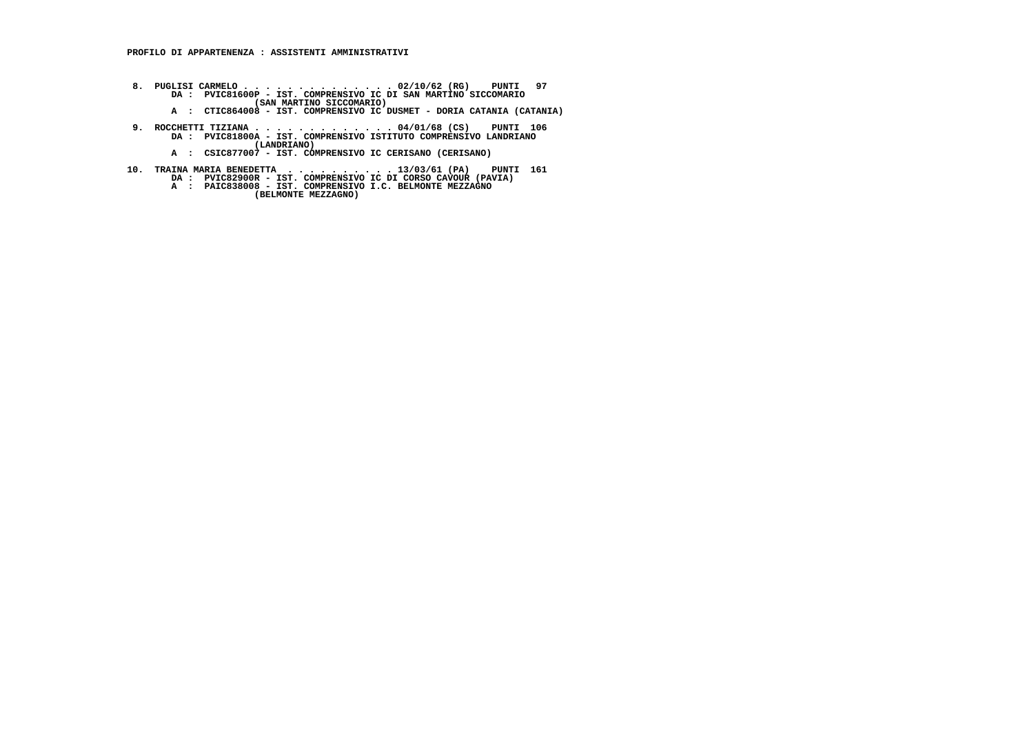**PROFILO DI APPARTENENZA : ASSISTENTI AMMINISTRATIVI**

8. PUGLISI CARMELO . . . . . . . . . . . . . . 02/10/62 (RG) PUNTI 97
   DA : PVIC81600P - IST. COMPRENSIVO IC DI SAN MARTINO SICCOMARIO (SAN MARTINO SICCOMARIO)
   A : CTIC864008 - IST. COMPRENSIVO IC DUSMET - DORIA CATANIA (CATANIA)

9. ROCCHETTI TIZIANA . . . . . . . . . . . . . 04/01/68 (CS) PUNTI 106
   DA : PVIC81800A - IST. COMPRENSIVO ISTITUTO COMPRENSIVO LANDRIANO (LANDRIANO)
   A : CSIC877007 - IST. COMPRENSIVO IC CERISANO (CERISANO)

10. TRAINA MARIA BENEDETTA . . . . . . . . . . 13/03/61 (PA) PUNTI 161
    DA : PVIC82900R - IST. COMPRENSIVO IC DI CORSO CAVOUR (PAVIA)
    A : PAIC838008 - IST. COMPRENSIVO I.C. BELMONTE MEZZAGNO (BELMONTE MEZZAGNO)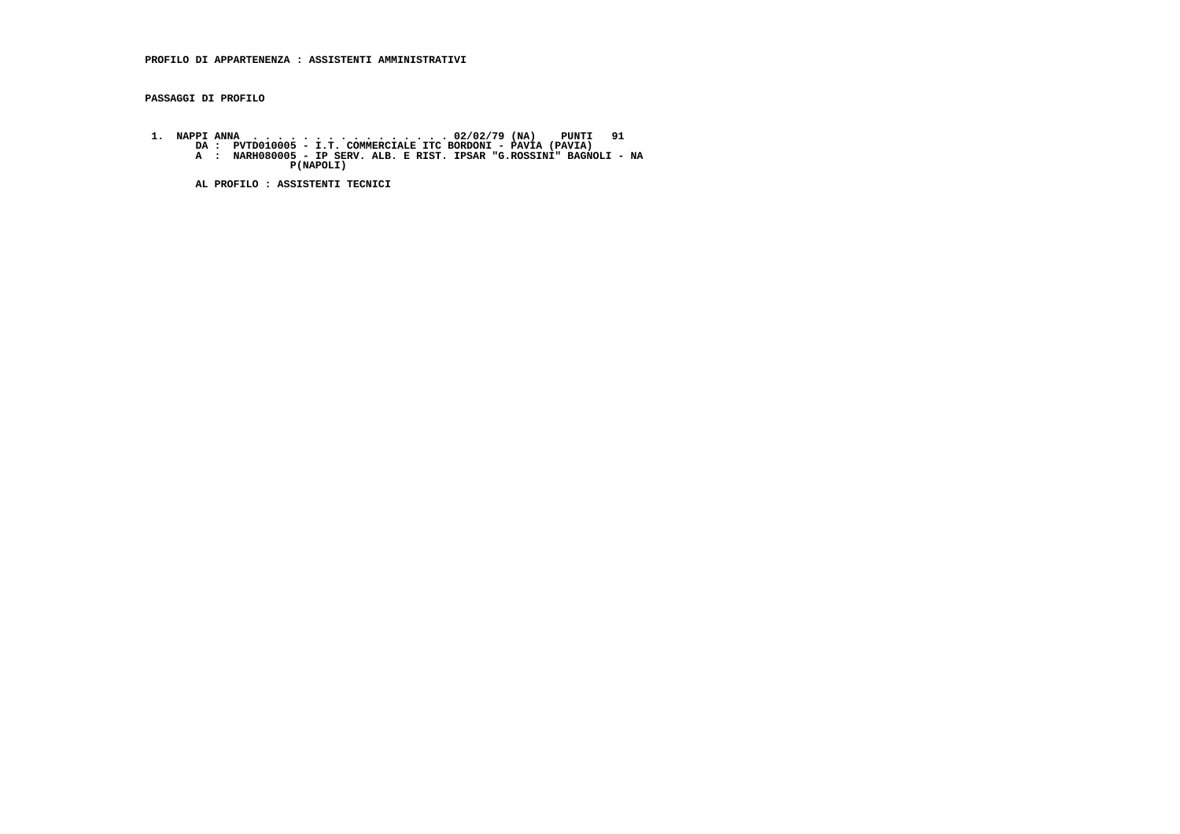**PROFILO DI APPARTENENZA : ASSISTENTI AMMINISTRATIVI**

**PASSAGGI DI PROFILO**

**1. NAPPI ANNA . . . . . . . . . . . . . . . . . 02/02/79 (NA) PUNTI 91**
**DA : PVTD010005 - I.T. COMMERCIALE ITC BORDONI - PAVIA (PAVIA)**
**A : NARH080005 - IP SERV. ALB. E RIST. IPSAR "G.ROSSINI" BAGNOLI - NA P(NAPOLI)**

**AL PROFILO : ASSISTENTI TECNICI**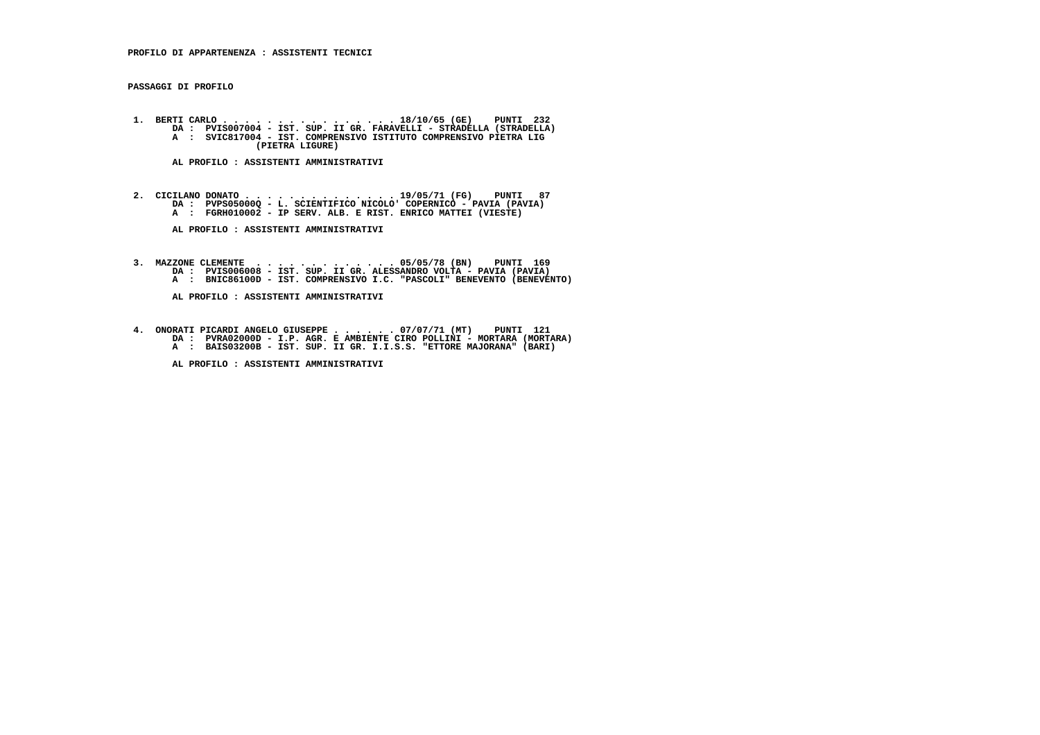**PROFILO DI APPARTENENZA : ASSISTENTI TECNICI**

**PASSAGGI DI PROFILO**

1. BERTI CARLO . . . . . . . . . . . . . . . . 18/10/65 (GE) PUNTI 232
   DA : PVIS007004 - IST. SUP. II GR. FARAVELLI - STRADELLA (STRADELLA)
   A : SVIC817004 - IST. COMPRENSIVO ISTITUTO COMPRENSIVO PIETRA LIG (PIETRA LIGURE)

   AL PROFILO : ASSISTENTI AMMINISTRATIVI

2. CICILANO DONATO . . . . . . . . . . . . . . 19/05/71 (FG) PUNTI 87
   DA : PVPS05000Q - L. SCIENTIFICO NICOLO' COPERNICO - PAVIA (PAVIA)
   A : FGRH010002 - IP SERV. ALB. E RIST. ENRICO MATTEI (VIESTE)

   AL PROFILO : ASSISTENTI AMMINISTRATIVI

3. MAZZONE CLEMENTE . . . . . . . . . . . . . 05/05/78 (BN) PUNTI 169
   DA : PVIS006008 - IST. SUP. II GR. ALESSANDRO VOLTA - PAVIA (PAVIA)
   A : BNIC86100D - IST. COMPRENSIVO I.C. "PASCOLI" BENEVENTO (BENEVENTO)

   AL PROFILO : ASSISTENTI AMMINISTRATIVI

4. ONORATI PICARDI ANGELO GIUSEPPE . . . . . . 07/07/71 (MT) PUNTI 121
   DA : PVRA02000D - I.P. AGR. E AMBIENTE CIRO POLLINI - MORTARA (MORTARA)
   A : BAIS03200B - IST. SUP. II GR. I.I.S.S. "ETTORE MAJORANA" (BARI)

   AL PROFILO : ASSISTENTI AMMINISTRATIVI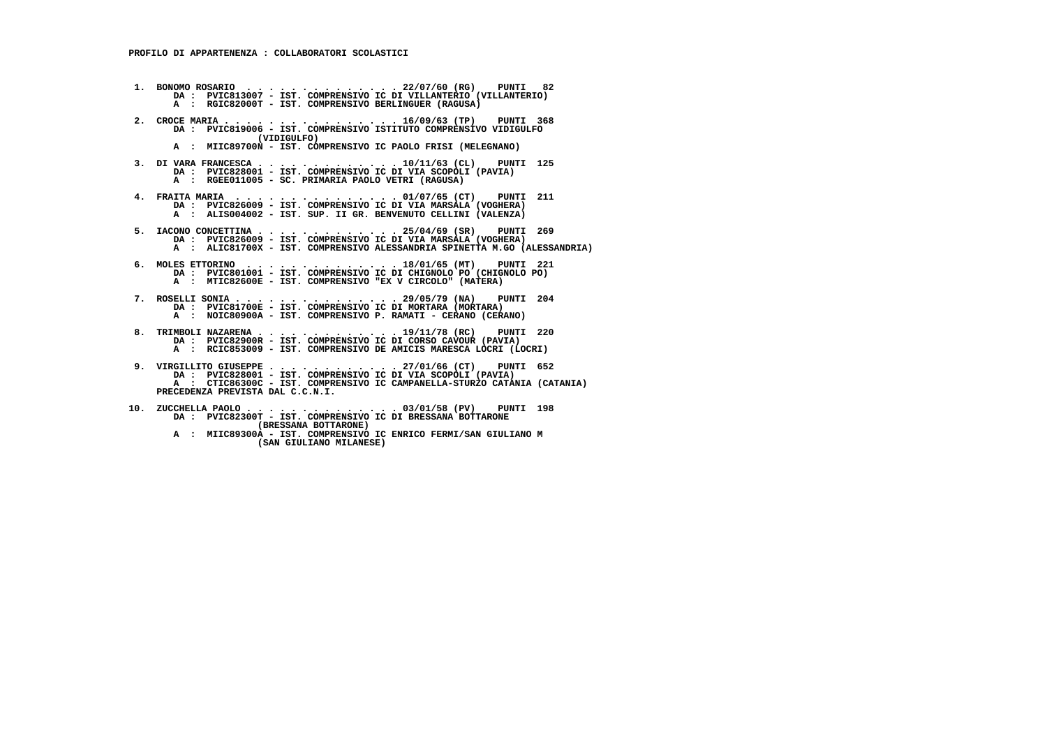**PROFILO DI APPARTENENZA : COLLABORATORI SCOLASTICI**

1. **BONOMO ROSARIO . . . . . . . . . . . . . . 22/07/60 (RG) PUNTI 82**
   DA : PVIC813007 - IST. COMPRENSIVO IC DI VILLANTERIO (VILLANTERIO)
   A : RGIC82000T - IST. COMPRENSIVO BERLINGUER (RAGUSA)

2. **CROCE MARIA . . . . . . . . . . . . . . . 16/09/63 (TP) PUNTI 368**
   DA : PVIC819006 - IST. COMPRENSIVO ISTITUTO COMPRENSIVO VIDIGULFO (VIDIGULFO)
   A : MIIC89700N - IST. COMPRENSIVO IC PAOLO FRISI (MELEGNANO)

3. **DI VARA FRANCESCA . . . . . . . . . . . . 10/11/63 (CL) PUNTI 125**
   DA : PVIC828001 - IST. COMPRENSIVO IC DI VIA SCOPOLI (PAVIA)
   A : RGEE011005 - SC. PRIMARIA PAOLO VETRI (RAGUSA)

4. **FRAITA MARIA . . . . . . . . . . . . . . 01/07/65 (CT) PUNTI 211**
   DA : PVIC826009 - IST. COMPRENSIVO IC DI VIA MARSALA (VOGHERA)
   A : ALIS004002 - IST. SUP. II GR. BENVENUTO CELLINI (VALENZA)

5. **IACONO CONCETTINA . . . . . . . . . . . . 25/04/69 (SR) PUNTI 269**
   DA : PVIC826009 - IST. COMPRENSIVO IC DI VIA MARSALA (VOGHERA)
   A : ALIC81700X - IST. COMPRENSIVO ALESSANDRIA SPINETTA M.GO (ALESSANDRIA)

6. **MOLES ETTORINO . . . . . . . . . . . . . 18/01/65 (MT) PUNTI 221**
   DA : PVIC801001 - IST. COMPRENSIVO IC DI CHIGNOLO PO (CHIGNOLO PO)
   A : MTIC82600E - IST. COMPRENSIVO "EX V CIRCOLO" (MATERA)

7. **ROSELLI SONIA . . . . . . . . . . . . . . 29/05/79 (NA) PUNTI 204**
   DA : PVIC81700E - IST. COMPRENSIVO IC DI MORTARA (MORTARA)
   A : NOIC80900A - IST. COMPRENSIVO P. RAMATI - CERANO (CERANO)

8. **TRIMBOLI NAZARENA . . . . . . . . . . . . 19/11/78 (RC) PUNTI 220**
   DA : PVIC82900R - IST. COMPRENSIVO IC DI CORSO CAVOUR (PAVIA)
   A : RCIC853009 - IST. COMPRENSIVO DE AMICIS MARESCA LOCRI (LOCRI)

9. **VIRGILLITO GIUSEPPE . . . . . . . . . . . 27/01/66 (CT) PUNTI 652**
   DA : PVIC828001 - IST. COMPRENSIVO IC DI VIA SCOPOLI (PAVIA)
   A : CTIC86300C - IST. COMPRENSIVO IC CAMPANELLA-STURZO CATANIA (CATANIA)
   PRECEDENZA PREVISTA DAL C.C.N.I.

10. **ZUCCHELLA PAOLO . . . . . . . . . . . . . 03/01/58 (PV) PUNTI 198**
    DA : PVIC82300T - IST. COMPRENSIVO IC DI BRESSANA BOTTARONE (BRESSANA BOTTARONE)
    A : MIIC89300A - IST. COMPRENSIVO IC ENRICO FERMI/SAN GIULIANO M (SAN GIULIANO MILANESE)